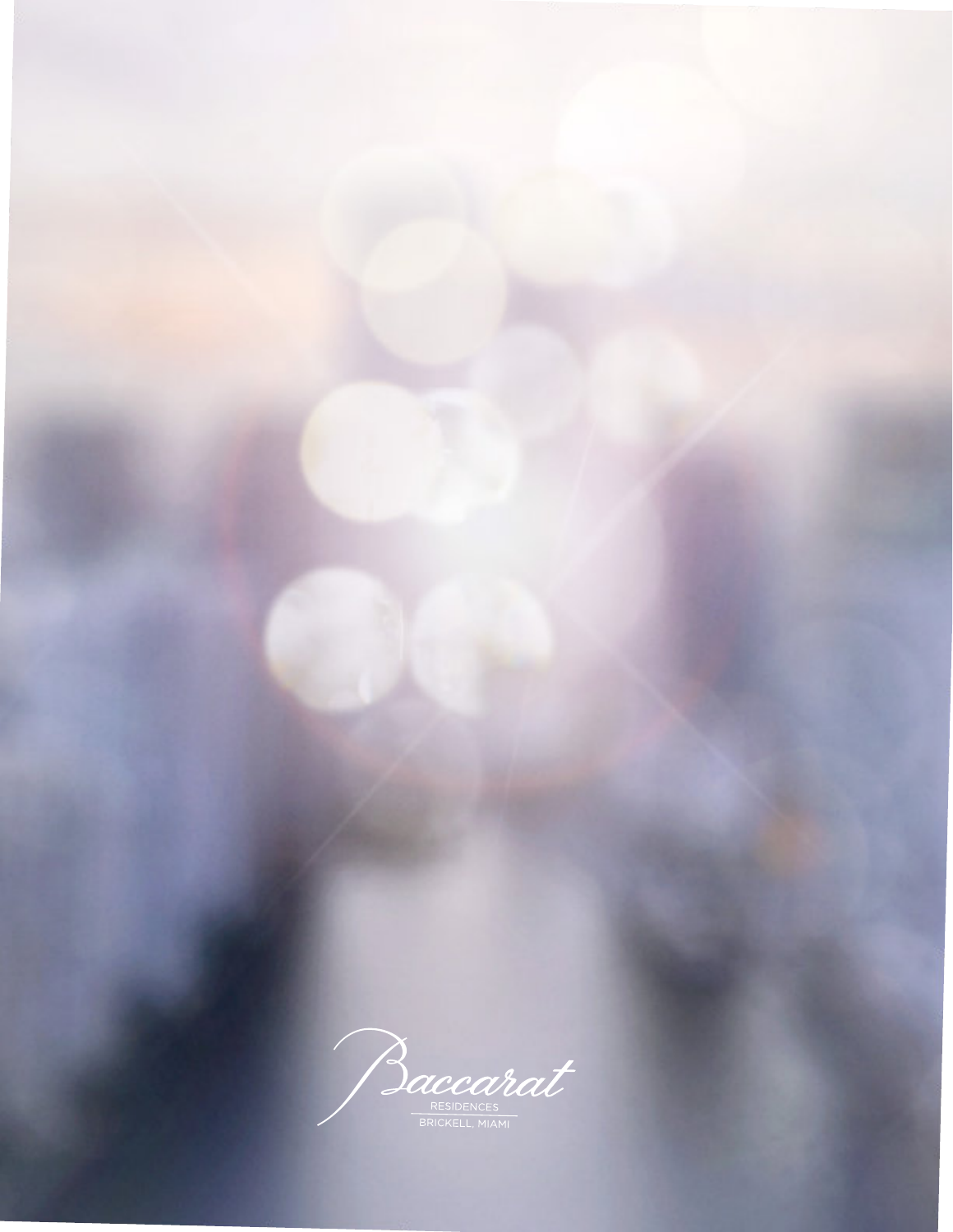Baccarat

RESIDENCES

BRICKELL, MIAMI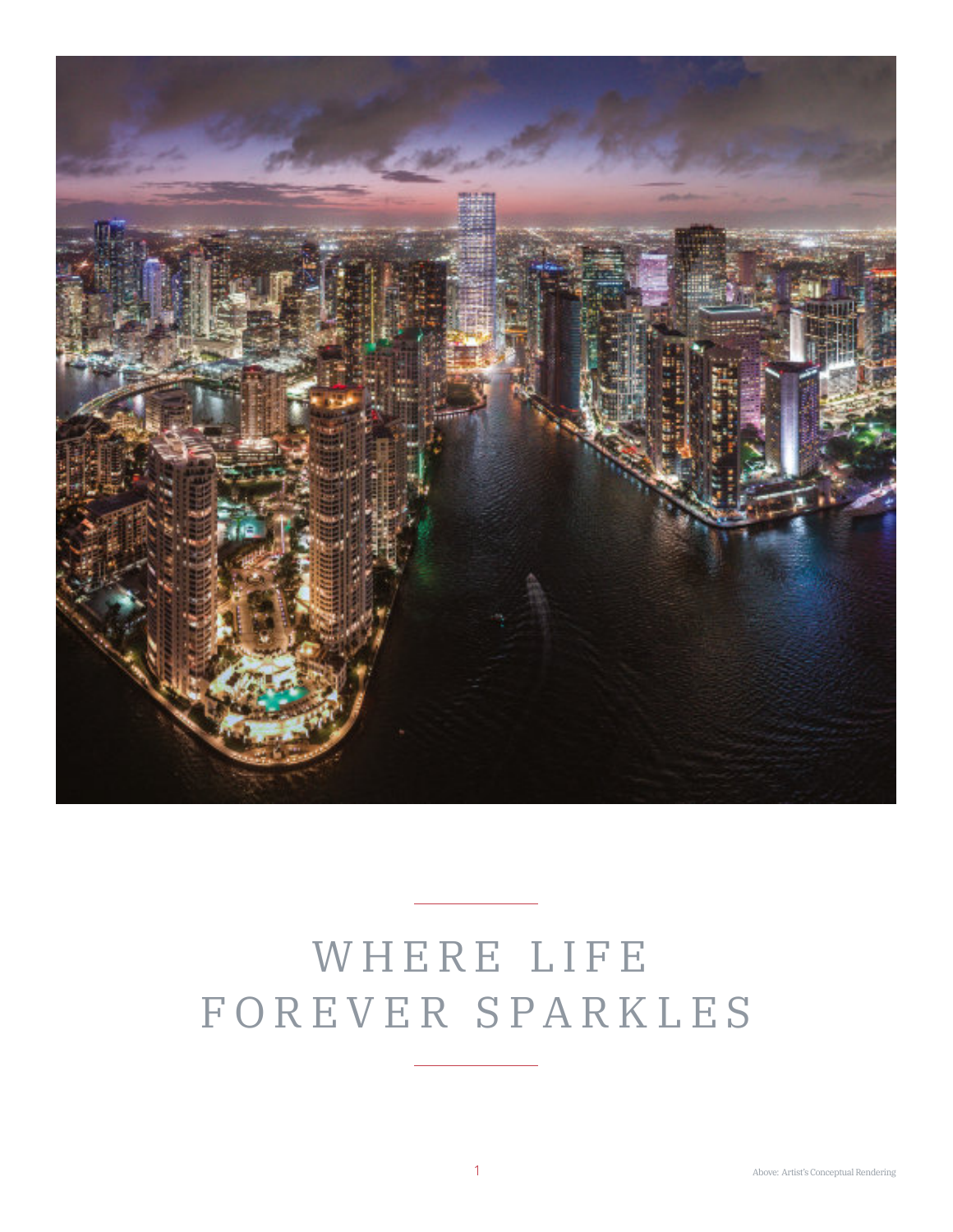# WHERE LIFE FOREVER SPARKLES

Above: Artist's Conceptual Rendering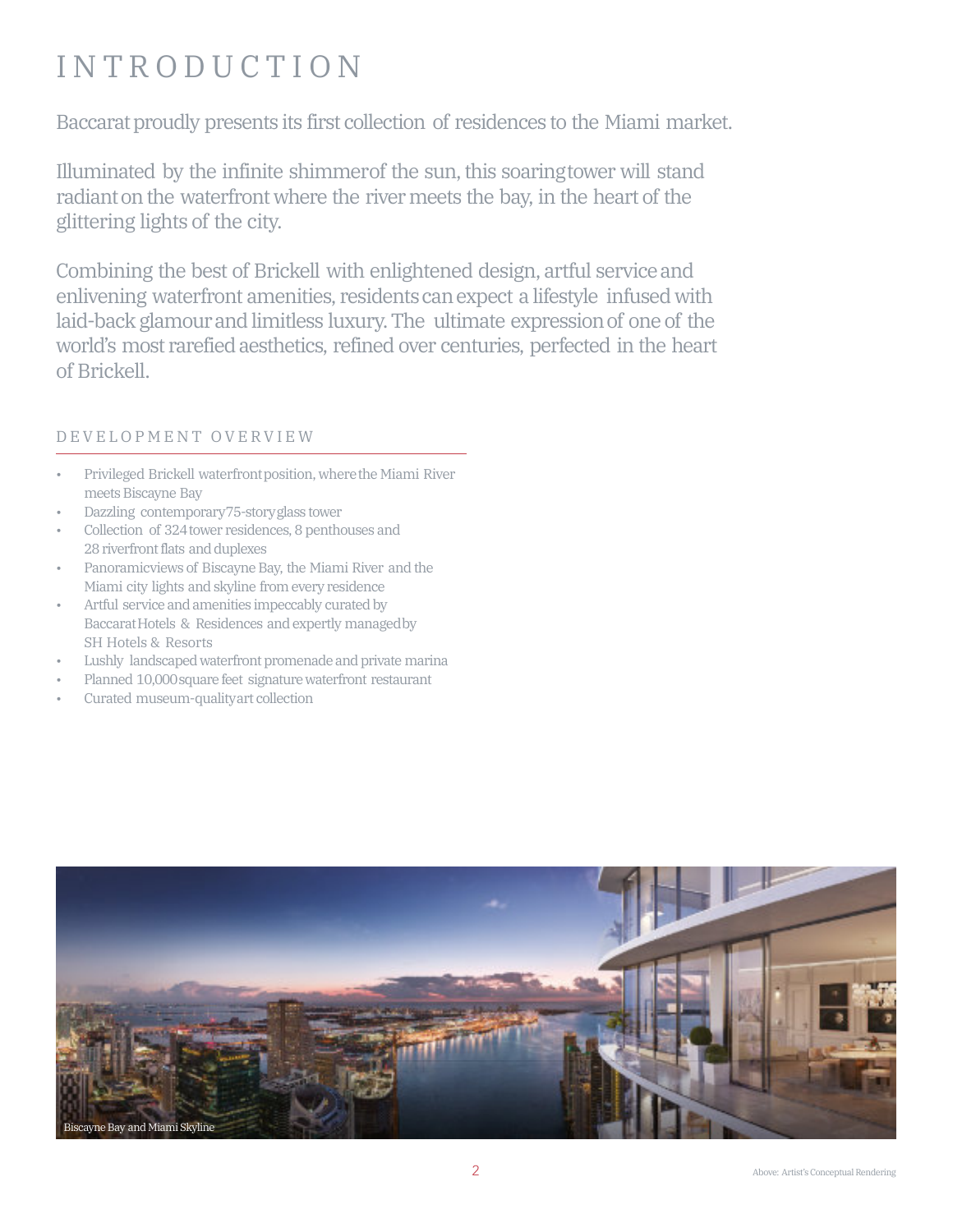# INTRODUCTION

Baccarat proudly presents its first collection of residences to the Miami market.

Illuminated by the infinite shimmer of the sun, this soaring tower will stand radiant on the waterfront where the river meets the bay, in the heart of the glittering lights of the city.

Combining the best of Brickell with enlightened design, artful service and enlivening waterfront amenities, residents can expect a lifestyle infused with laid-back glamour and limitless luxury. The ultimate expression of one of the world's most rarefied aesthetics, refined over centuries, perfected in the heart of Brickell.

## DEVELOPMENT OVERVIEW

- Privileged Brickell waterfront position, where the Miami River meets Biscayne Bay
- Dazzling contemporary 75-story glass tower
- Collection of 324 tower residences, 8 penthouses and 28 riverfront flats and duplexes
- Panoramic views of Biscayne Bay, the Miami River and the Miami city lights and skyline from every residence
- Artful service and amenities impeccably curated by Baccarat Hotels & Residences and expertly managed by SH Hotels & Resorts
- Lushly landscaped waterfront promenade and private marina
- Planned 10,000 square feet signature waterfront restaurant
- Curated museum-quality art collection

Biscayne Bay and Miami Skyline

Above: Artist's Conceptual Rendering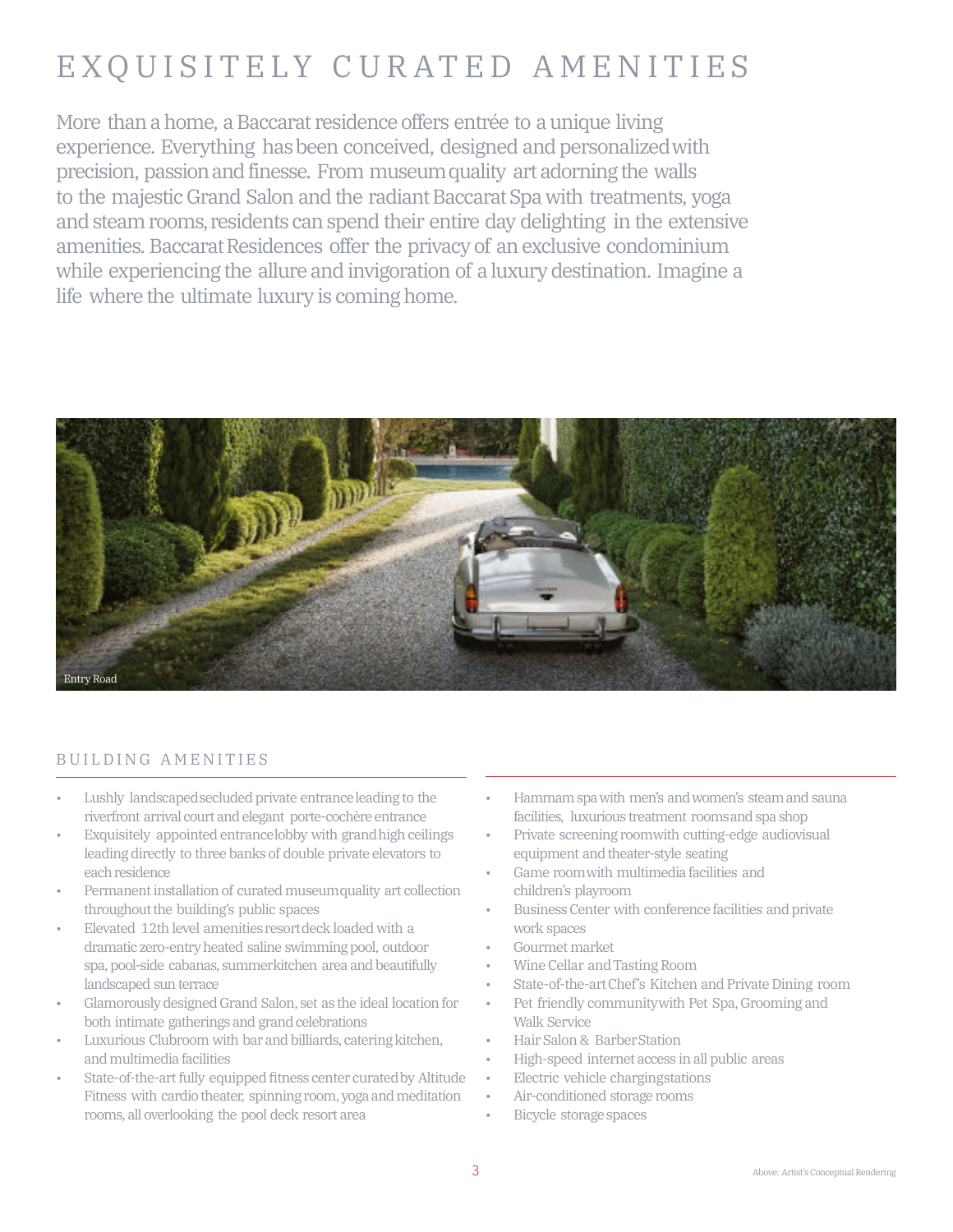# EXQUISITELY CURATED AMENITIES

More than a home, a Baccarat residence offers entrée to a unique living experience. Everything has been conceived, designed and personalized with precision, passion and finesse. From museum quality art adorning the walls to the majestic Grand Salon and the radiant Baccarat Spa with treatments, yoga and steam rooms, residents can spend their entire day delighting in the extensive amenities. Baccarat Residences offer the privacy of an exclusive condominium while experiencing the allure and invigoration of a luxury destination. Imagine a life where the ultimate luxury is coming home.

Entry Road

## BUILDING AMENITIES

- Lushly landscaped secluded private entrance leading to the riverfront arrival court and elegant porte-cochère entrance
- Exquisitely appointed entrance lobby with grand high ceilings leading directly to three banks of double private elevators to each residence
- Permanent installation of curated museum quality art collection throughout the building's public spaces
- Elevated 12th level amenities resort deck loaded with a dramatic zero-entry heated saline swimming pool, outdoor spa, pool-side cabanas, summer kitchen area and beautifully landscaped sun terrace
- Glamorously designed Grand Salon, set as the ideal location for both intimate gatherings and grand celebrations
- Luxurious Clubroom with bar and billiards, catering kitchen, and multimedia facilities
- State-of-the-art fully equipped fitness center curated by Altitude Fitness with cardio theater, spinning room, yoga and meditation rooms, all overlooking the pool deck resort area
- Hammam spa with men's and women's steam and sauna facilities, luxurious treatment rooms and spa shop
- Private screening room with cutting-edge audiovisual equipment and theater-style seating
- Game room with multimedia facilities and children's playroom
- Business Center with conference facilities and private work spaces
- Gourmet market
- Wine Cellar and Tasting Room
- State-of-the-art Chef's Kitchen and Private Dining room
- Pet friendly community with Pet Spa, Grooming and Walk Service
- Hair Salon & Barber Station
- High-speed internet access in all public areas
- Electric vehicle charging stations
- Air-conditioned storage rooms
- Bicycle storage spaces

Above: Artist's Conceptual Rendering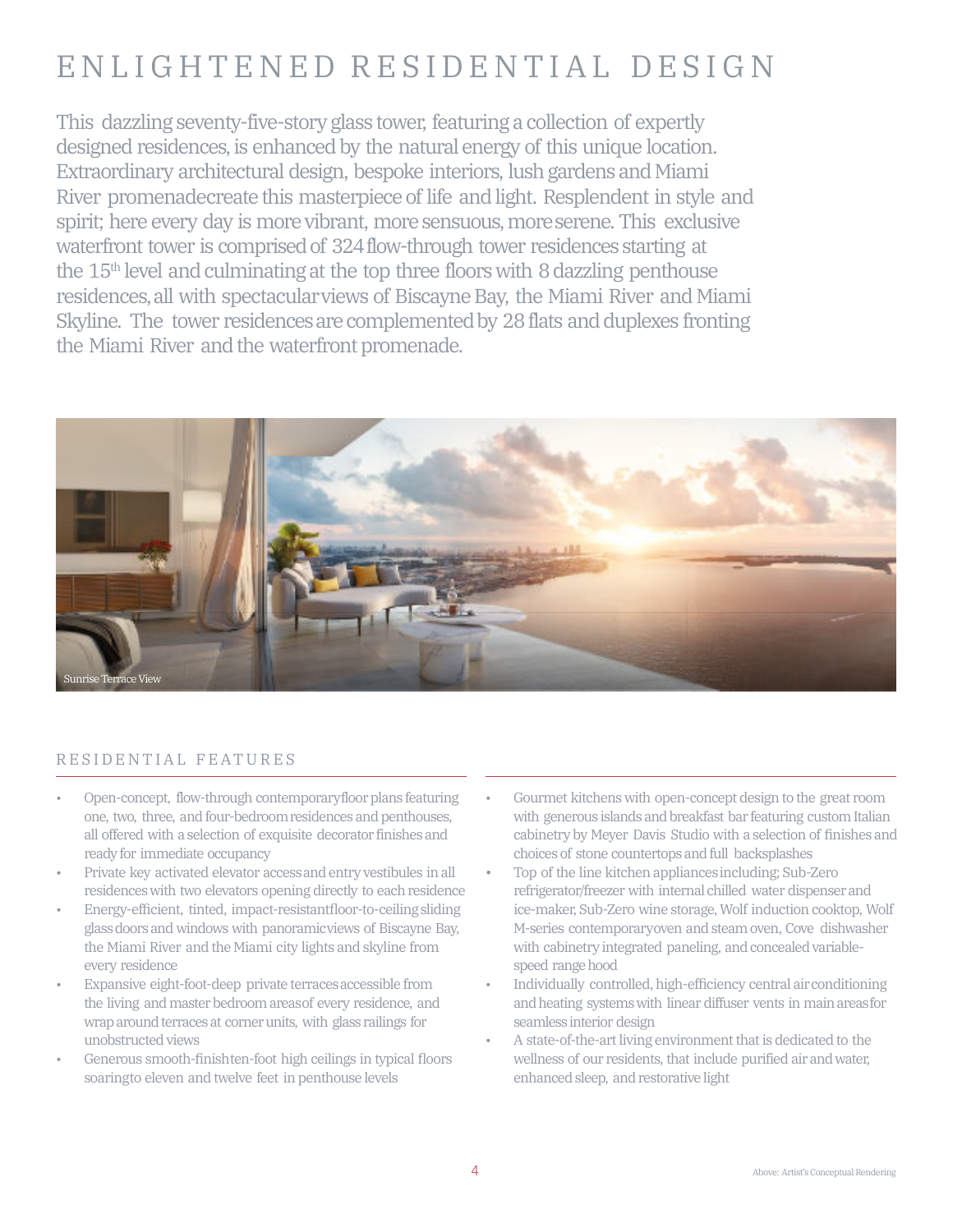# ENLIGHTENED RESIDENTIAL DESIGN

This dazzling seventy-five-story glass tower, featuring a collection of expertly designed residences, is enhanced by the natural energy of this unique location. Extraordinary architectural design, bespoke interiors, lush gardens and Miami River promenadecreate this masterpiece of life and light. Resplendent in style and spirit; here every day is more vibrant, more sensuous, more serene. This exclusive waterfront tower is comprised of 324 flow-through tower residences starting at the 15th level and culminating at the top three floors with 8 dazzling penthouse residences, all with spectacular views of Biscayne Bay, the Miami River and Miami Skyline. The tower residences are complemented by 28 flats and duplexes fronting the Miami River and the waterfront promenade.

Sunrise Terrace View

## RESIDENTIAL FEATURES

- Open-concept, flow-through contemporary floor plans featuring one, two, three, and four-bedroom residences and penthouses, all offered with a selection of exquisite decorator finishes and ready for immediate occupancy
- Private key activated elevator access and entry vestibules in all residences with two elevators opening directly to each residence
- Energy-efficient, tinted, impact-resistant floor-to-ceiling sliding glass doors and windows with panoramic views of Biscayne Bay, the Miami River and the Miami city lights and skyline from every residence
- Expansive eight-foot-deep private terraces accessible from the living and master bedroom areas of every residence, and wrap around terraces at corner units, with glass railings for unobstructed views
- Generous smooth-finish ten-foot high ceilings in typical floors soaring to eleven and twelve feet in penthouse levels
- Gourmet kitchens with open-concept design to the great room with generous islands and breakfast bar featuring custom Italian cabinetry by Meyer Davis Studio with a selection of finishes and choices of stone countertops and full backsplashes
- Top of the line kitchen appliances including; Sub-Zero refrigerator/freezer with internal chilled water dispenser and ice-maker, Sub-Zero wine storage, Wolf induction cooktop, Wolf M-series contemporary oven and steam oven, Cove dishwasher with cabinetry integrated paneling, and concealed variable-speed range hood
- Individually controlled, high-efficiency central air conditioning and heating systems with linear diffuser vents in main areas for seamless interior design
- A state-of-the-art living environment that is dedicated to the wellness of our residents, that include purified air and water, enhanced sleep, and restorative light

Above: Artist's Conceptual Rendering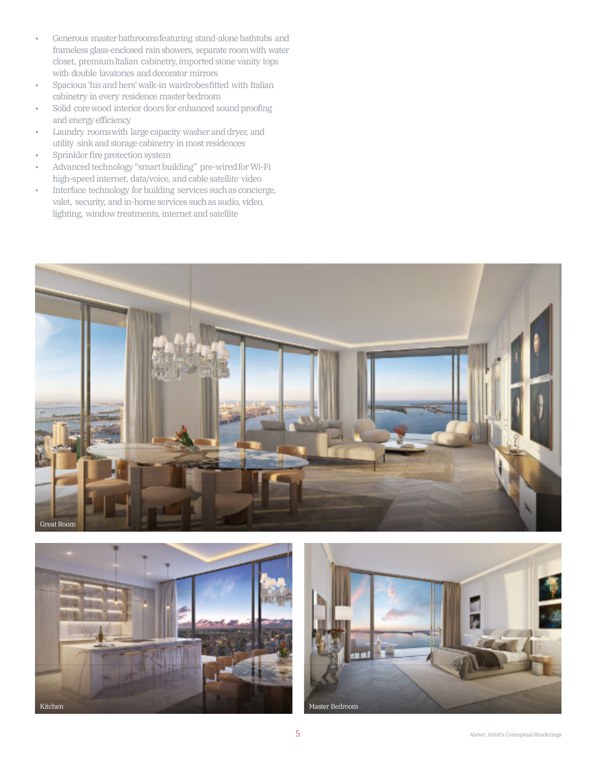- Generous master bathrooms featuring stand-alone bathtubs and frameless glass-enclosed rain showers, separate room with water closet, premium Italian cabinetry, imported stone vanity tops with double lavatories and decorator mirrors
- Spacious 'his and hers' walk-in wardrobes fitted with Italian cabinetry in every residence master bedroom
- Solid core wood interior doors for enhanced sound proofing and energy efficiency
- Laundry rooms with large capacity washer and dryer, and utility sink and storage cabinetry in most residences
- Sprinkler fire protection system
- Advanced technology "smart building" pre-wired for Wi-Fi high-speed internet, data/voice, and cable satellite video
- Interface technology for building services such as concierge, valet, security, and in-home services such as audio, video, lighting, window treatments, internet and satellite

Great Room

Kitchen

Master Bedroom

Above: Artist's Conceptual Renderings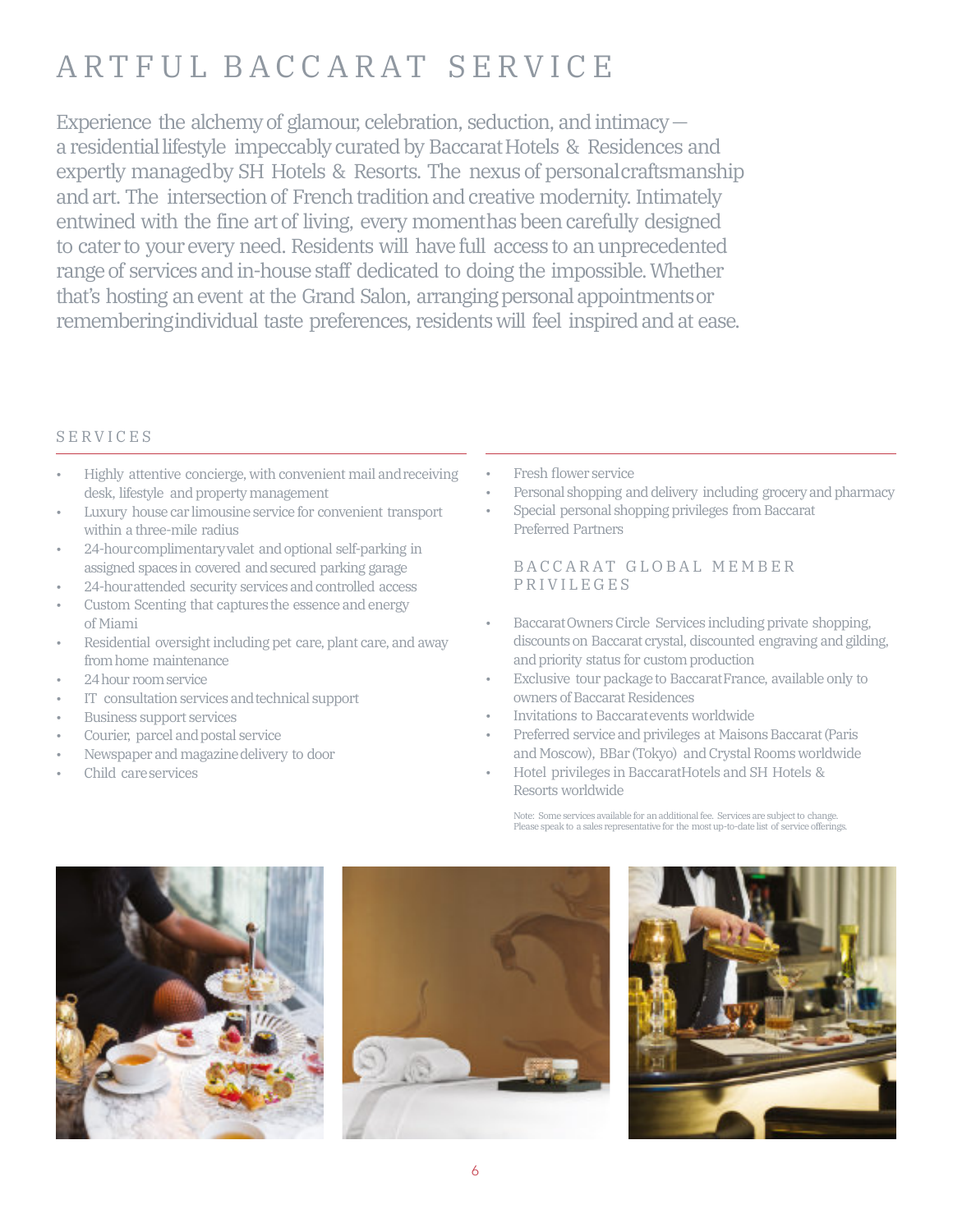# ARTFUL BACCARAT SERVICE

Experience the alchemy of glamour, celebration, seduction, and intimacy— a residential lifestyle impeccably curated by Baccarat Hotels & Residences and expertly managed by SH Hotels & Resorts. The nexus of personal craftsmanship and art. The intersection of French tradition and creative modernity. Intimately entwined with the fine art of living, every moment has been carefully designed to cater to your every need. Residents will have full access to an unprecedented range of services and in-house staff dedicated to doing the impossible. Whether that's hosting an event at the Grand Salon, arranging personal appointments or remembering individual taste preferences, residents will feel inspired and at ease.

## SERVICES

- Highly attentive concierge, with convenient mail and receiving desk, lifestyle and property management
- Luxury house car limousine service for convenient transport within a three-mile radius
- 24-hour complimentary valet and optional self-parking in assigned spaces in covered and secured parking garage
- 24-hour attended security services and controlled access
- Custom Scenting that captures the essence and energy of Miami
- Residential oversight including pet care, plant care, and away from home maintenance
- 24 hour room service
- IT consultation services and technical support
- Business support services
- Courier, parcel and postal service
- Newspaper and magazine delivery to door
- Child care services
- Fresh flower service
- Personal shopping and delivery including grocery and pharmacy
- Special personal shopping privileges from Baccarat Preferred Partners

## BACCARAT GLOBAL MEMBER PRIVILEGES

- Baccarat Owners Circle Services including private shopping, discounts on Baccarat crystal, discounted engraving and gilding, and priority status for custom production
- Exclusive tour package to Baccarat France, available only to owners of Baccarat Residences
- Invitations to Baccarat events worldwide
- Preferred service and privileges at Maisons Baccarat (Paris and Moscow), BBar (Tokyo) and Crystal Rooms worldwide
- Hotel privileges in Baccarat Hotels and SH Hotels & Resorts worldwide

Note: Some services available for an additional fee. Services are subject to change. Please speak to a sales representative for the most up-to-date list of service offerings.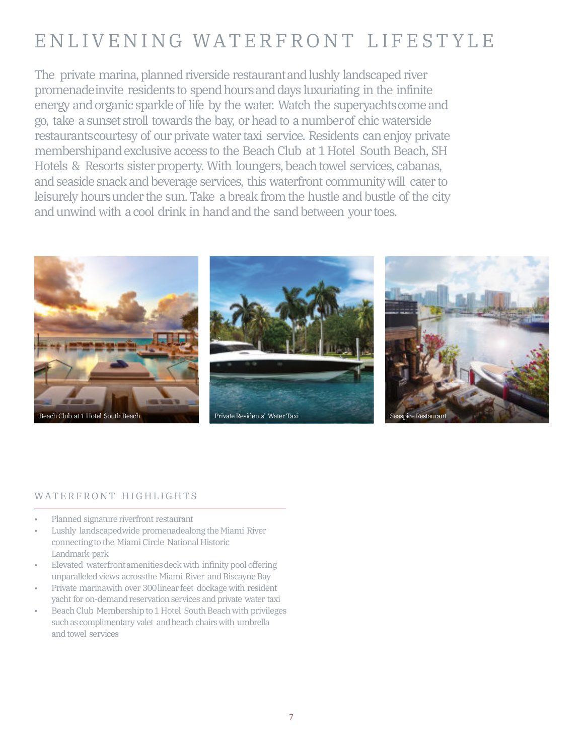# ENLIVENING WATERFRONT LIFESTYLE

The private marina, planned riverside restaurant and lushly landscaped river promenade invite residents to spend hours and days luxuriating in the infinite energy and organic sparkle of life by the water. Watch the superyachts come and go, take a sunset stroll towards the bay, or head to a number of chic waterside restaurants courtesy of our private water taxi service. Residents can enjoy private membership and exclusive access to the Beach Club at 1 Hotel South Beach, SH Hotels & Resorts sister property. With loungers, beach towel services, cabanas, and seaside snack and beverage services, this waterfront community will cater to leisurely hours under the sun. Take a break from the hustle and bustle of the city and unwind with a cool drink in hand and the sand between your toes.

Beach Club at 1 Hotel South Beach

Private Residents' Water Taxi

Seaspice Restaurant

## WATERFRONT HIGHLIGHTS

- Planned signature riverfront restaurant
- Lushly landscaped wide promenade along the Miami River connecting to the Miami Circle National Historic Landmark park
- Elevated waterfront amenities deck with infinity pool offering unparalleled views across the Miami River and Biscayne Bay
- Private marina with over 300 linear feet dockage with resident yacht for on-demand reservation services and private water taxi
- Beach Club Membership to 1 Hotel South Beach with privileges such as complimentary valet and beach chairs with umbrella and towel services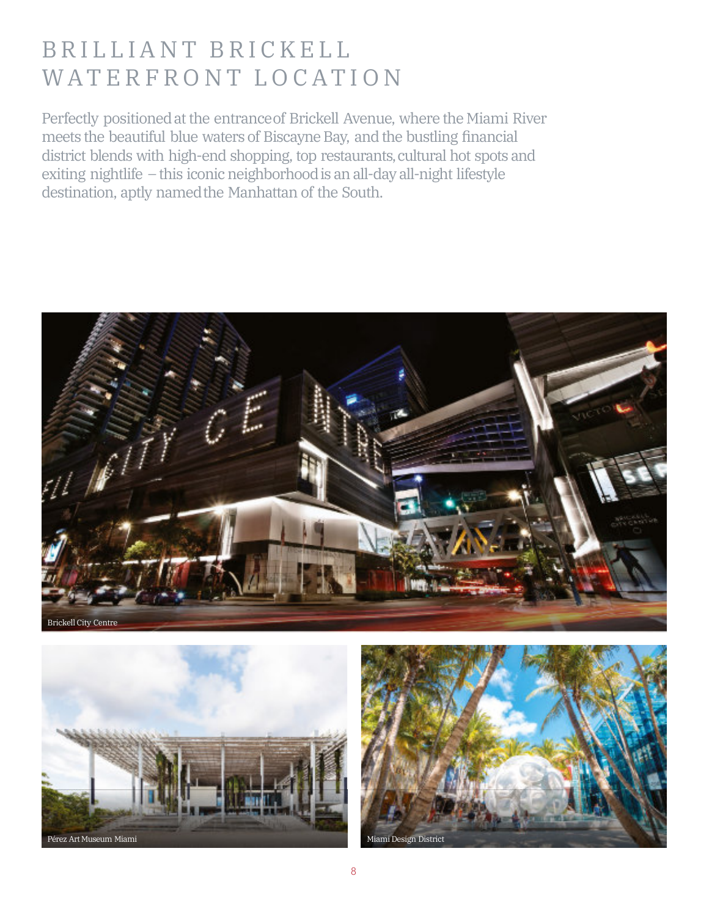# BRILLIANT BRICKELL WATERFRONT LOCATION

Perfectly positioned at the entrance of Brickell Avenue, where the Miami River meets the beautiful blue waters of Biscayne Bay, and the bustling financial district blends with high-end shopping, top restaurants, cultural hot spots and exiting nightlife – this iconic neighborhood is an all-day all-night lifestyle destination, aptly named the Manhattan of the South.

Brickell City Centre

Pérez Art Museum Miami

Miami Design District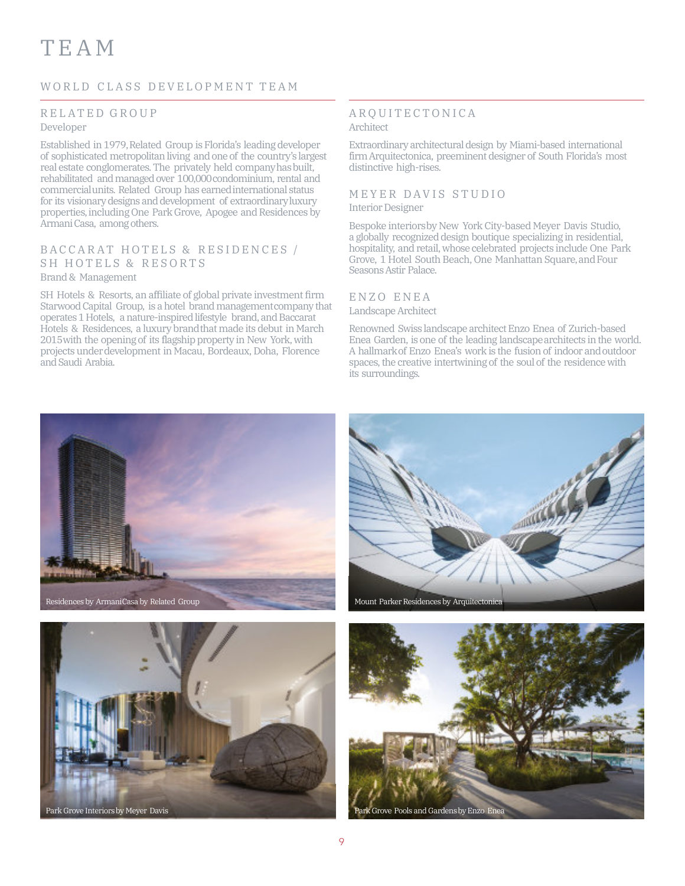# TEAM

## WORLD CLASS DEVELOPMENT TEAM

### RELATED GROUP
Developer

Established in 1979, Related Group is Florida's leading developer of sophisticated metropolitan living and one of the country's largest real estate conglomerates. The privately held company has built, rehabilitated and managed over 100,000 condominium, rental and commercial units. Related Group has earned international status for its visionary designs and development of extraordinary luxury properties, including One Park Grove, Apogee and Residences by Armani Casa, among others.

### BACCARAT HOTELS & RESIDENCES / SH HOTELS & RESORTS
Brand & Management

SH Hotels & Resorts, an affiliate of global private investment firm Starwood Capital Group, is a hotel brand management company that operates 1 Hotels, a nature-inspired lifestyle brand, and Baccarat Hotels & Residences, a luxury brand that made its debut in March 2015 with the opening of its flagship property in New York, with projects under development in Macau, Bordeaux, Doha, Florence and Saudi Arabia.

### ARQUITECTONICA
Architect

Extraordinary architectural design by Miami-based international firm Arquitectonica, preeminent designer of South Florida's most distinctive high-rises.

### MEYER DAVIS STUDIO
Interior Designer

Bespoke interiors by New York City-based Meyer Davis Studio, a globally recognized design boutique specializing in residential, hospitality, and retail, whose celebrated projects include One Park Grove, 1 Hotel South Beach, One Manhattan Square, and Four Seasons Astir Palace.

### ENZO ENEA
Landscape Architect

Renowned Swiss landscape architect Enzo Enea of Zurich-based Enea Garden, is one of the leading landscape architects in the world. A hallmark of Enzo Enea's work is the fusion of indoor and outdoor spaces, the creative intertwining of the soul of the residence with its surroundings.

Residences by ArmaniCasa by Related Group

Mount Parker Residences by Arquitectonica

Park Grove Interiors by Meyer Davis

Park Grove Pools and Gardens by Enzo Enea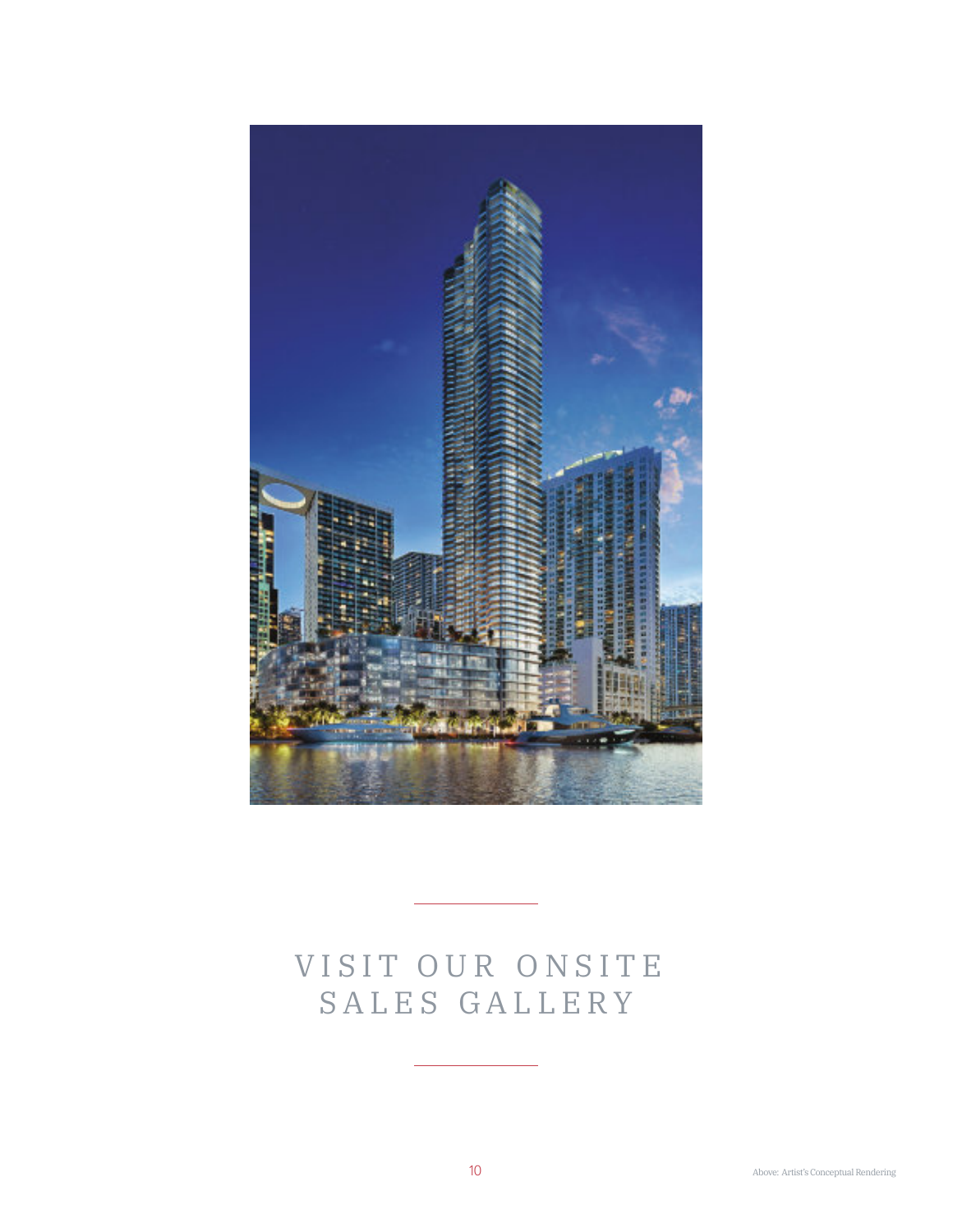# VISIT OUR ONSITE SALES GALLERY

Above: Artist's Conceptual Rendering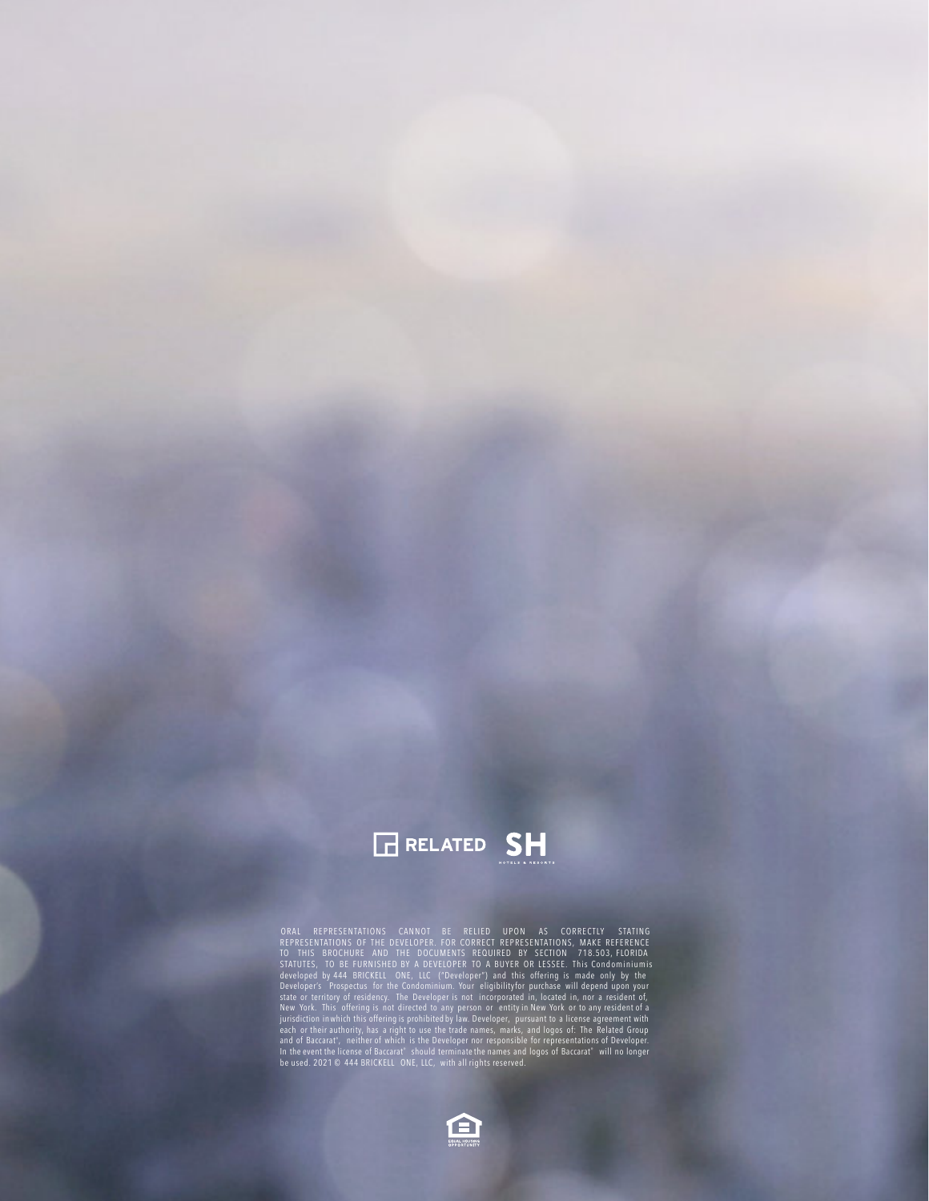RELATED SH

HOTELS & RESORTS

ORAL REPRESENTATIONS CANNOT BE RELIED UPON AS CORRECTLY STATING REPRESENTATIONS OF THE DEVELOPER. FOR CORRECT REPRESENTATIONS, MAKE REFERENCE TO THIS BROCHURE AND THE DOCUMENTS REQUIRED BY SECTION 718.503, FLORIDA STATUTES, TO BE FURNISHED BY A DEVELOPER TO A BUYER OR LESSEE. This Condominium is developed by 444 BRICKELL ONE, LLC ("Developer") and this offering is made only by the Developer's Prospectus for the Condominium. Your eligibility for purchase will depend upon your state or territory of residency. The Developer is not incorporated in, located in, nor a resident of, New York. This offering is not directed to any person or entity in New York or to any resident of a jurisdiction in which this offering is prohibited by law. Developer, pursuant to a license agreement with each or their authority, has a right to use the trade names, marks, and logos of: The Related Group and of Baccarat®, neither of which is the Developer nor responsible for representations of Developer. In the event the license of Baccarat® should terminate the names and logos of Baccarat® will no longer be used. 2021 © 444 BRICKELL ONE, LLC, with all rights reserved.

EQUAL HOUSING OPPORTUNITY